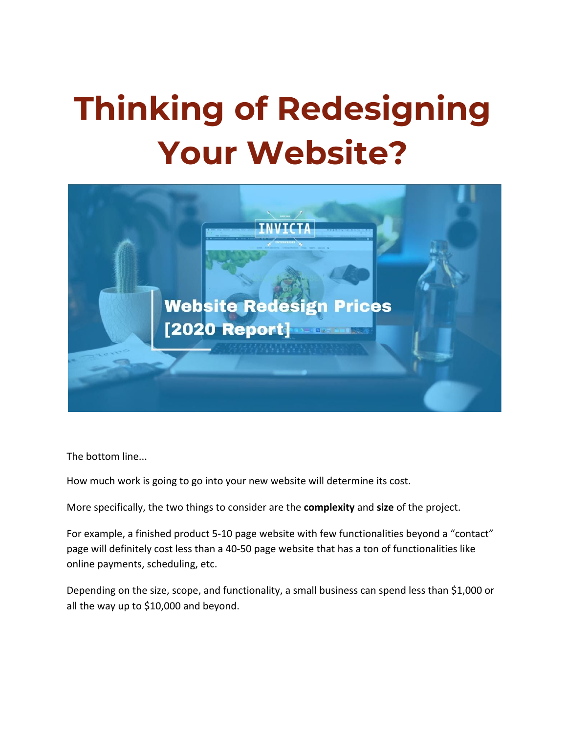# Thinking of Redesigning Your Website?

The bottom line...

How much work is going to go into your new website will determine its cost.

More specifically, the two things to consider are the **complexity** and **size** of the project.

For example, a finished product 5-10 page website with few functionalities beyond a "contact" page will definitely cost less than a 40-50 page website that has a ton of functionalities like online payments, scheduling, etc.

Depending on the size, scope, and functionality, a small business can spend less than $1,000 or all the way up to $10,000 and beyond.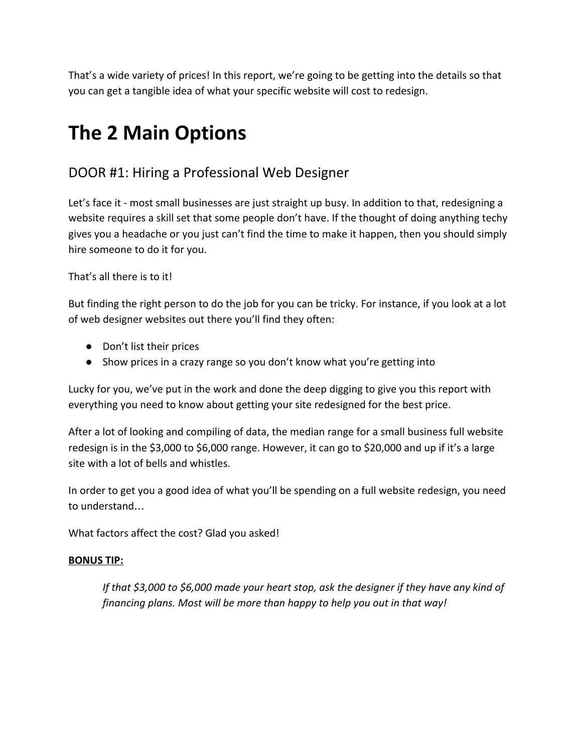That's a wide variety of prices! In this report, we're going to be getting into the details so that you can get a tangible idea of what your specific website will cost to redesign.

# The 2 Main Options

## DOOR #1: Hiring a Professional Web Designer

Let's face it - most small businesses are just straight up busy. In addition to that, redesigning a website requires a skill set that some people don't have. If the thought of doing anything techy gives you a headache or you just can't find the time to make it happen, then you should simply hire someone to do it for you.

That's all there is to it!

But finding the right person to do the job for you can be tricky. For instance, if you look at a lot of web designer websites out there you'll find they often:

- Don't list their prices
- Show prices in a crazy range so you don't know what you're getting into

Lucky for you, we've put in the work and done the deep digging to give you this report with everything you need to know about getting your site redesigned for the best price.

After a lot of looking and compiling of data, the median range for a small business full website redesign is in the $3,000 to $6,000 range. However, it can go to $20,000 and up if it's a large site with a lot of bells and whistles.

In order to get you a good idea of what you'll be spending on a full website redesign, you need to understand…

What factors affect the cost? Glad you asked!

**BONUS TIP:**

> *If that $3,000 to $6,000 made your heart stop, ask the designer if they have any kind of financing plans. Most will be more than happy to help you out in that way!*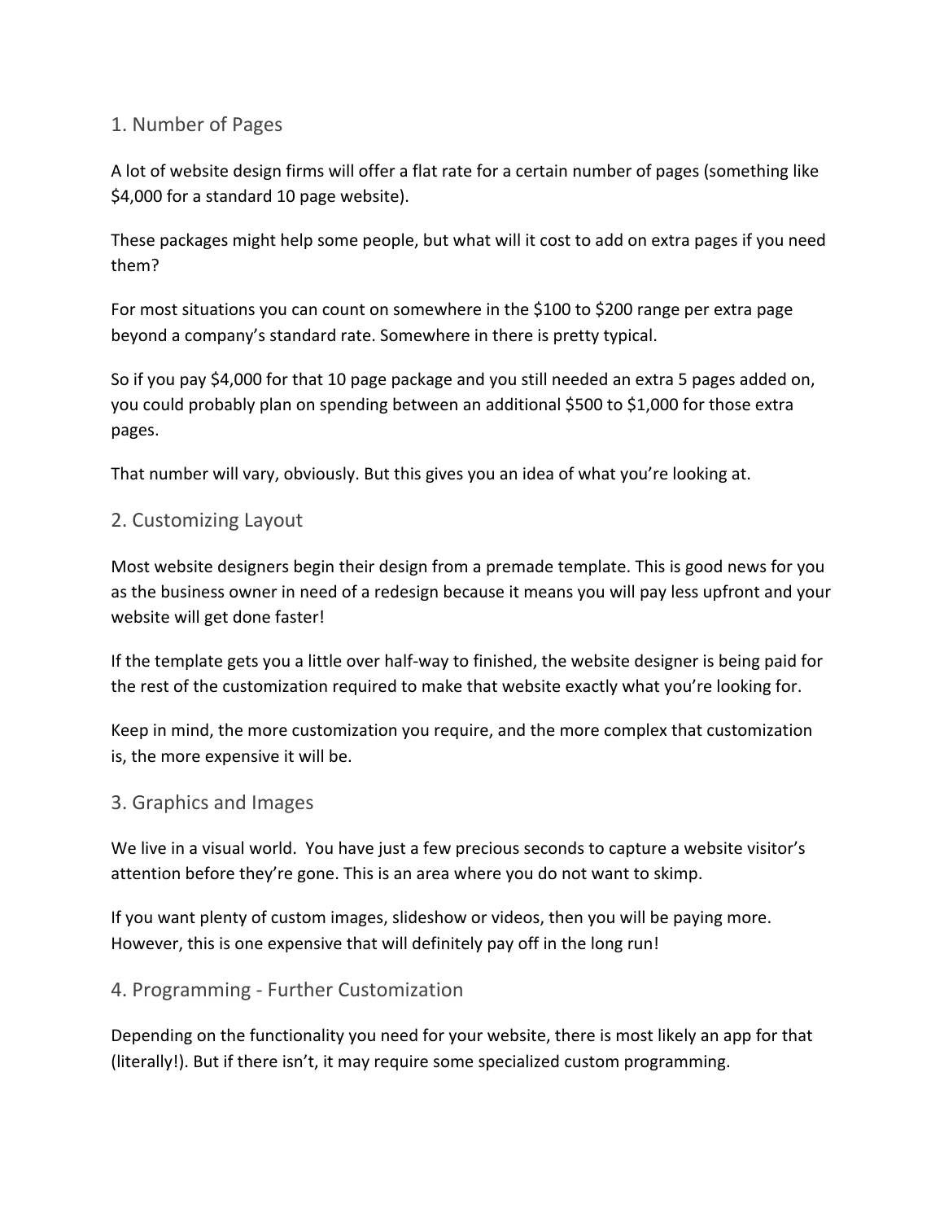## 1. Number of Pages

A lot of website design firms will offer a flat rate for a certain number of pages (something like $4,000 for a standard 10 page website).

These packages might help some people, but what will it cost to add on extra pages if you need them?

For most situations you can count on somewhere in the $100 to $200 range per extra page beyond a company's standard rate. Somewhere in there is pretty typical.

So if you pay $4,000 for that 10 page package and you still needed an extra 5 pages added on, you could probably plan on spending between an additional $500 to $1,000 for those extra pages.

That number will vary, obviously. But this gives you an idea of what you're looking at.

## 2. Customizing Layout

Most website designers begin their design from a premade template. This is good news for you as the business owner in need of a redesign because it means you will pay less upfront and your website will get done faster!

If the template gets you a little over half-way to finished, the website designer is being paid for the rest of the customization required to make that website exactly what you're looking for.

Keep in mind, the more customization you require, and the more complex that customization is, the more expensive it will be.

## 3. Graphics and Images

We live in a visual world. You have just a few precious seconds to capture a website visitor's attention before they're gone. This is an area where you do not want to skimp.

If you want plenty of custom images, slideshow or videos, then you will be paying more. However, this is one expensive that will definitely pay off in the long run!

## 4. Programming - Further Customization

Depending on the functionality you need for your website, there is most likely an app for that (literally!). But if there isn't, it may require some specialized custom programming.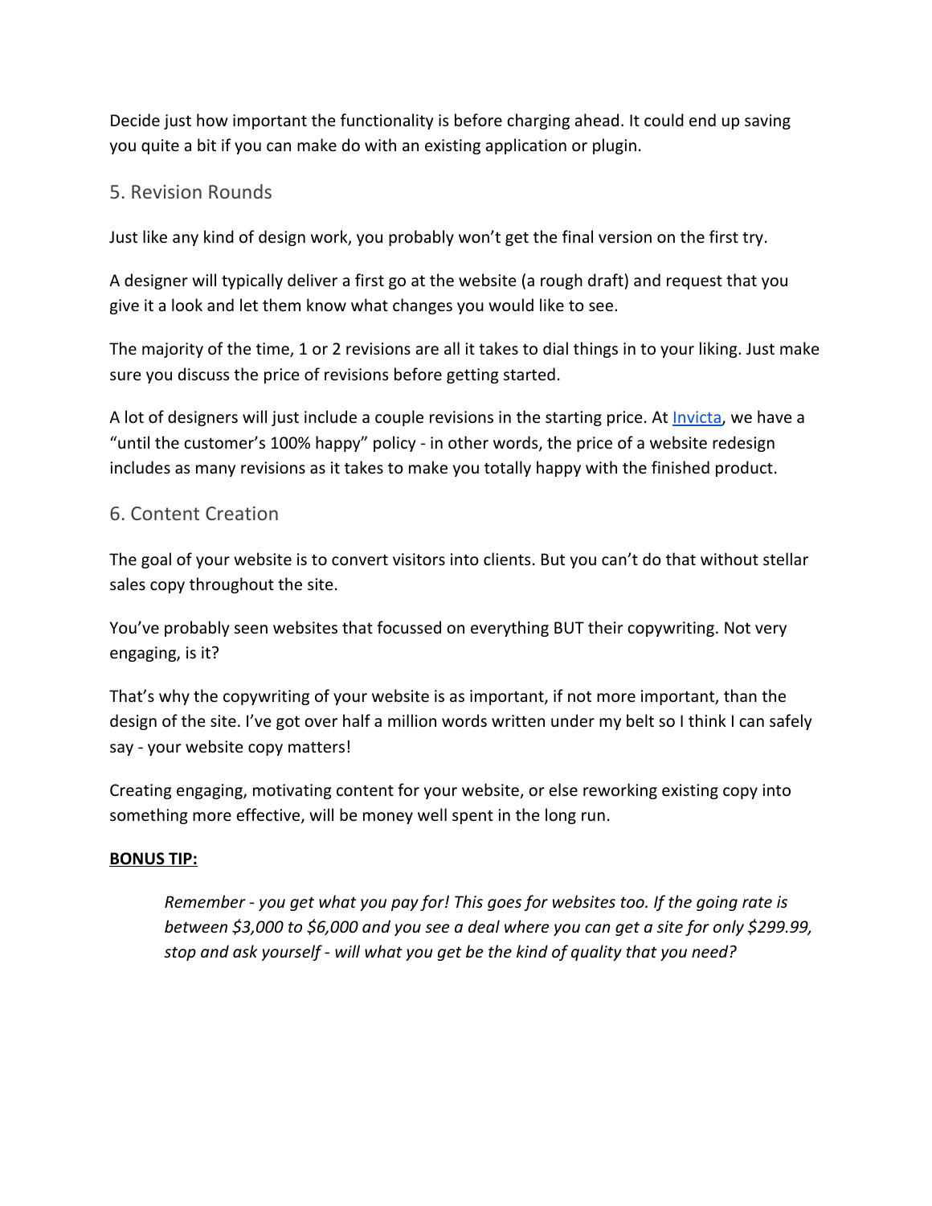Decide just how important the functionality is before charging ahead. It could end up saving you quite a bit if you can make do with an existing application or plugin.

## 5. Revision Rounds

Just like any kind of design work, you probably won't get the final version on the first try.

A designer will typically deliver a first go at the website (a rough draft) and request that you give it a look and let them know what changes you would like to see.

The majority of the time, 1 or 2 revisions are all it takes to dial things in to your liking. Just make sure you discuss the price of revisions before getting started.

A lot of designers will just include a couple revisions in the starting price. At [Invicta](), we have a "until the customer's 100% happy" policy - in other words, the price of a website redesign includes as many revisions as it takes to make you totally happy with the finished product.

## 6. Content Creation

The goal of your website is to convert visitors into clients. But you can't do that without stellar sales copy throughout the site.

You've probably seen websites that focussed on everything BUT their copywriting. Not very engaging, is it?

That's why the copywriting of your website is as important, if not more important, than the design of the site. I've got over half a million words written under my belt so I think I can safely say - your website copy matters!

Creating engaging, motivating content for your website, or else reworking existing copy into something more effective, will be money well spent in the long run.

**BONUS TIP:**

> *Remember - you get what you pay for! This goes for websites too. If the going rate is between $3,000 to $6,000 and you see a deal where you can get a site for only $299.99, stop and ask yourself - will what you get be the kind of quality that you need?*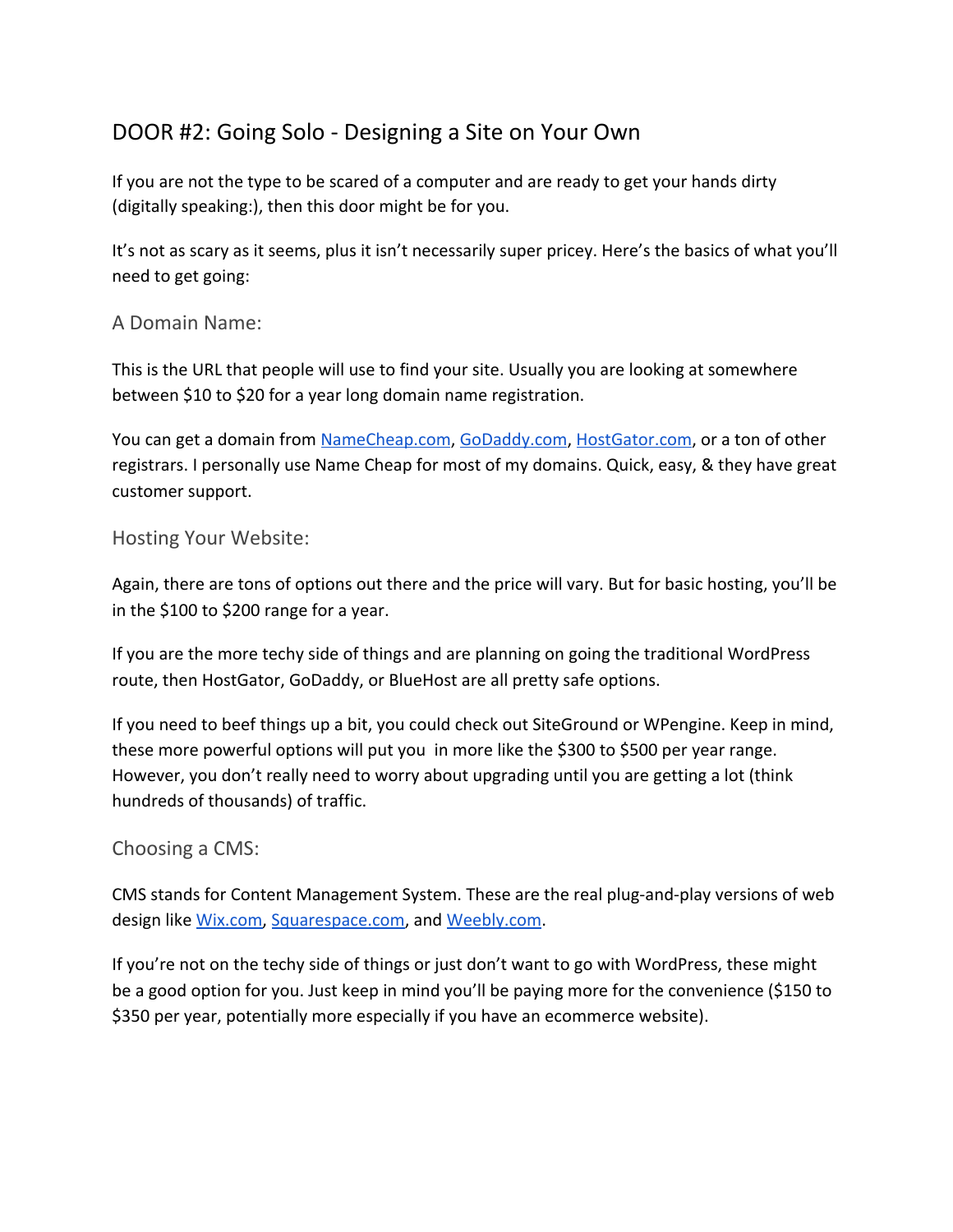## DOOR #2: Going Solo - Designing a Site on Your Own

If you are not the type to be scared of a computer and are ready to get your hands dirty (digitally speaking:), then this door might be for you.

It's not as scary as it seems, plus it isn't necessarily super pricey. Here's the basics of what you'll need to get going:

### A Domain Name:

This is the URL that people will use to find your site. Usually you are looking at somewhere between $10 to $20 for a year long domain name registration.

You can get a domain from [NameCheap.com](NameCheap.com), [GoDaddy.com](GoDaddy.com), [HostGator.com](HostGator.com), or a ton of other registrars. I personally use Name Cheap for most of my domains. Quick, easy, & they have great customer support.

### Hosting Your Website:

Again, there are tons of options out there and the price will vary. But for basic hosting, you'll be in the $100 to $200 range for a year.

If you are the more techy side of things and are planning on going the traditional WordPress route, then HostGator, GoDaddy, or BlueHost are all pretty safe options.

If you need to beef things up a bit, you could check out SiteGround or WPengine. Keep in mind, these more powerful options will put you in more like the $300 to $500 per year range. However, you don't really need to worry about upgrading until you are getting a lot (think hundreds of thousands) of traffic.

### Choosing a CMS:

CMS stands for Content Management System. These are the real plug-and-play versions of web design like [Wix.com](Wix.com), [Squarespace.com](Squarespace.com), and [Weebly.com](Weebly.com).

If you're not on the techy side of things or just don't want to go with WordPress, these might be a good option for you. Just keep in mind you'll be paying more for the convenience ($150 to $350 per year, potentially more especially if you have an ecommerce website).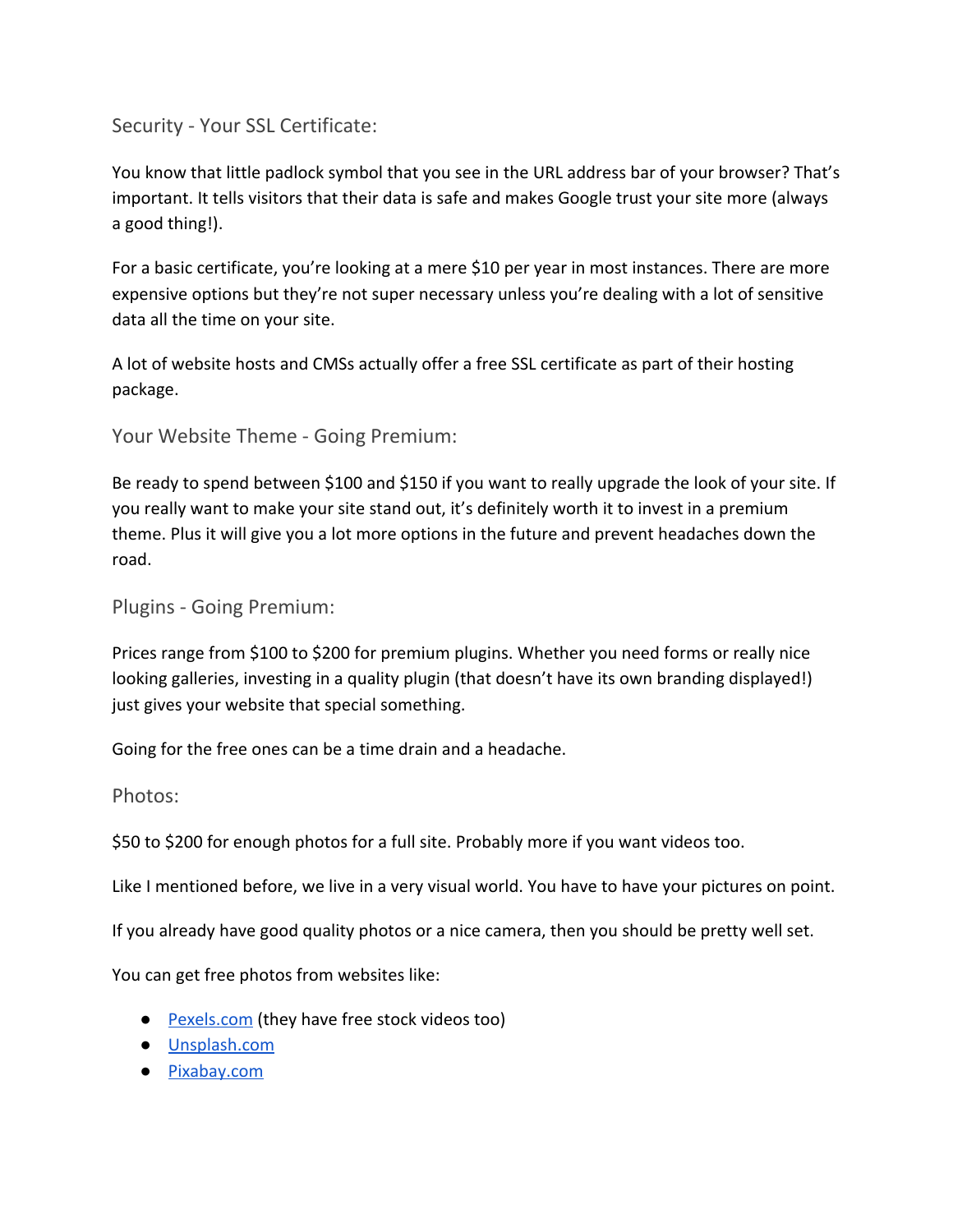## Security - Your SSL Certificate:

You know that little padlock symbol that you see in the URL address bar of your browser? That's important. It tells visitors that their data is safe and makes Google trust your site more (always a good thing!).

For a basic certificate, you're looking at a mere $10 per year in most instances. There are more expensive options but they're not super necessary unless you're dealing with a lot of sensitive data all the time on your site.

A lot of website hosts and CMSs actually offer a free SSL certificate as part of their hosting package.

## Your Website Theme - Going Premium:

Be ready to spend between $100 and $150 if you want to really upgrade the look of your site. If you really want to make your site stand out, it's definitely worth it to invest in a premium theme. Plus it will give you a lot more options in the future and prevent headaches down the road.

## Plugins - Going Premium:

Prices range from $100 to $200 for premium plugins. Whether you need forms or really nice looking galleries, investing in a quality plugin (that doesn't have its own branding displayed!) just gives your website that special something.

Going for the free ones can be a time drain and a headache.

## Photos:

$50 to $200 for enough photos for a full site. Probably more if you want videos too.

Like I mentioned before, we live in a very visual world. You have to have your pictures on point.

If you already have good quality photos or a nice camera, then you should be pretty well set.

You can get free photos from websites like:

- Pexels.com (they have free stock videos too)
- Unsplash.com
- Pixabay.com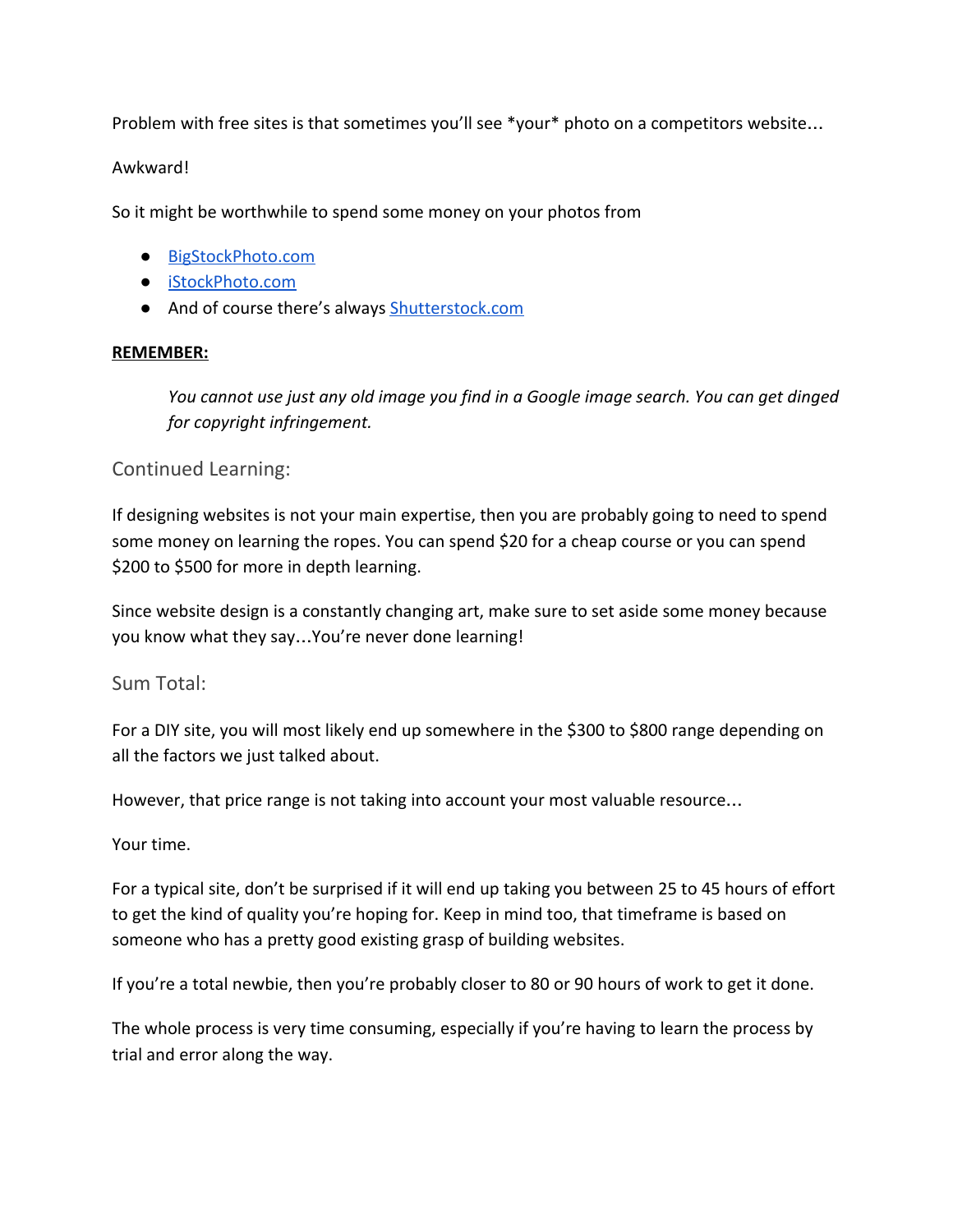Problem with free sites is that sometimes you'll see *your* photo on a competitors website…

Awkward!

So it might be worthwhile to spend some money on your photos from

- [BigStockPhoto.com](BigStockPhoto.com)
- [iStockPhoto.com](iStockPhoto.com)
- And of course there's always [Shutterstock.com](Shutterstock.com)

**REMEMBER:**

> *You cannot use just any old image you find in a Google image search. You can get dinged for copyright infringement.*

## Continued Learning:

If designing websites is not your main expertise, then you are probably going to need to spend some money on learning the ropes. You can spend $20 for a cheap course or you can spend $200 to $500 for more in depth learning.

Since website design is a constantly changing art, make sure to set aside some money because you know what they say…You're never done learning!

## Sum Total:

For a DIY site, you will most likely end up somewhere in the $300 to $800 range depending on all the factors we just talked about.

However, that price range is not taking into account your most valuable resource…

Your time.

For a typical site, don't be surprised if it will end up taking you between 25 to 45 hours of effort to get the kind of quality you're hoping for. Keep in mind too, that timeframe is based on someone who has a pretty good existing grasp of building websites.

If you're a total newbie, then you're probably closer to 80 or 90 hours of work to get it done.

The whole process is very time consuming, especially if you're having to learn the process by trial and error along the way.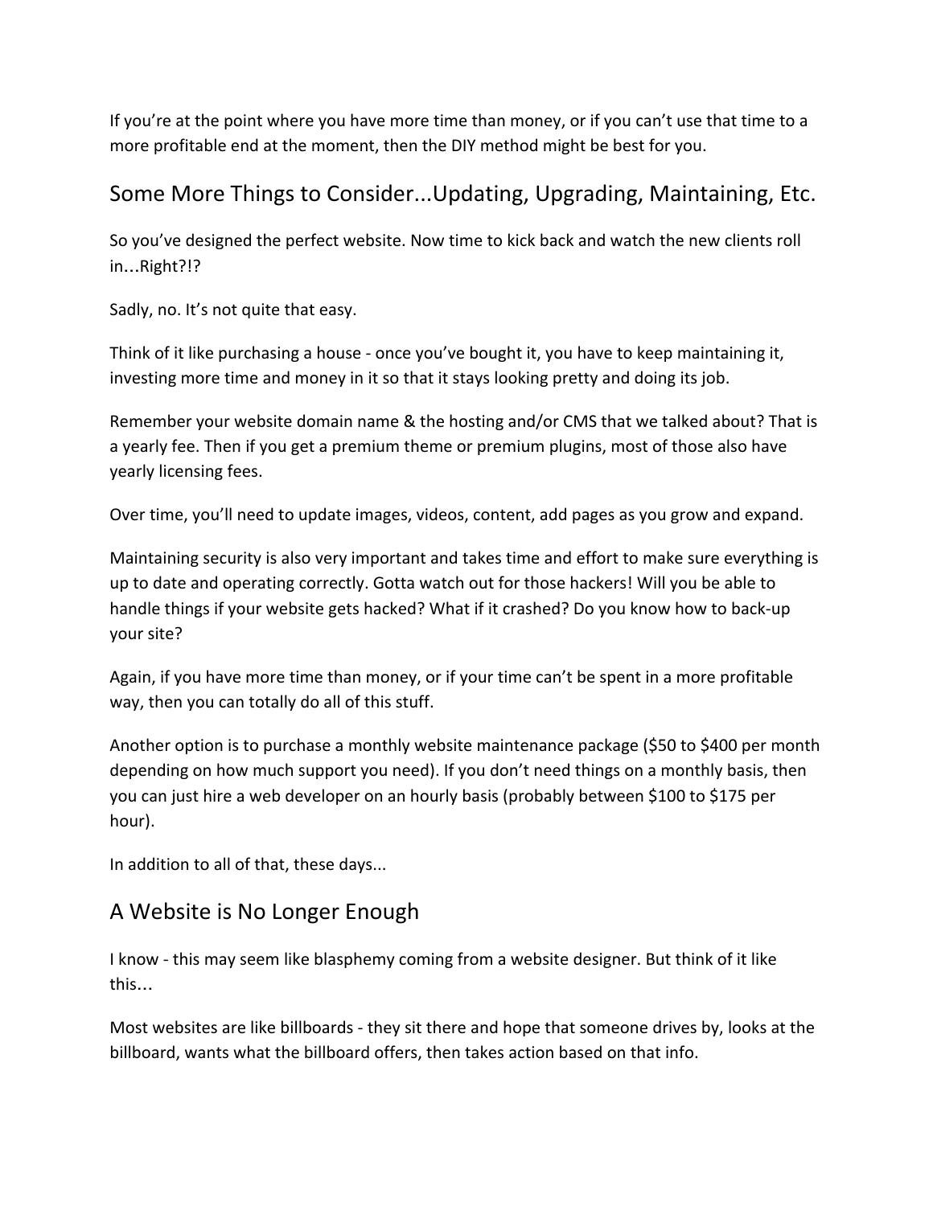If you're at the point where you have more time than money, or if you can't use that time to a more profitable end at the moment, then the DIY method might be best for you.

## Some More Things to Consider...Updating, Upgrading, Maintaining, Etc.

So you've designed the perfect website. Now time to kick back and watch the new clients roll in…Right?!?

Sadly, no. It's not quite that easy.

Think of it like purchasing a house - once you've bought it, you have to keep maintaining it, investing more time and money in it so that it stays looking pretty and doing its job.

Remember your website domain name & the hosting and/or CMS that we talked about? That is a yearly fee. Then if you get a premium theme or premium plugins, most of those also have yearly licensing fees.

Over time, you'll need to update images, videos, content, add pages as you grow and expand.

Maintaining security is also very important and takes time and effort to make sure everything is up to date and operating correctly. Gotta watch out for those hackers! Will you be able to handle things if your website gets hacked? What if it crashed? Do you know how to back-up your site?

Again, if you have more time than money, or if your time can't be spent in a more profitable way, then you can totally do all of this stuff.

Another option is to purchase a monthly website maintenance package ($50 to $400 per month depending on how much support you need). If you don't need things on a monthly basis, then you can just hire a web developer on an hourly basis (probably between $100 to $175 per hour).

In addition to all of that, these days...

## A Website is No Longer Enough

I know - this may seem like blasphemy coming from a website designer. But think of it like this…

Most websites are like billboards - they sit there and hope that someone drives by, looks at the billboard, wants what the billboard offers, then takes action based on that info.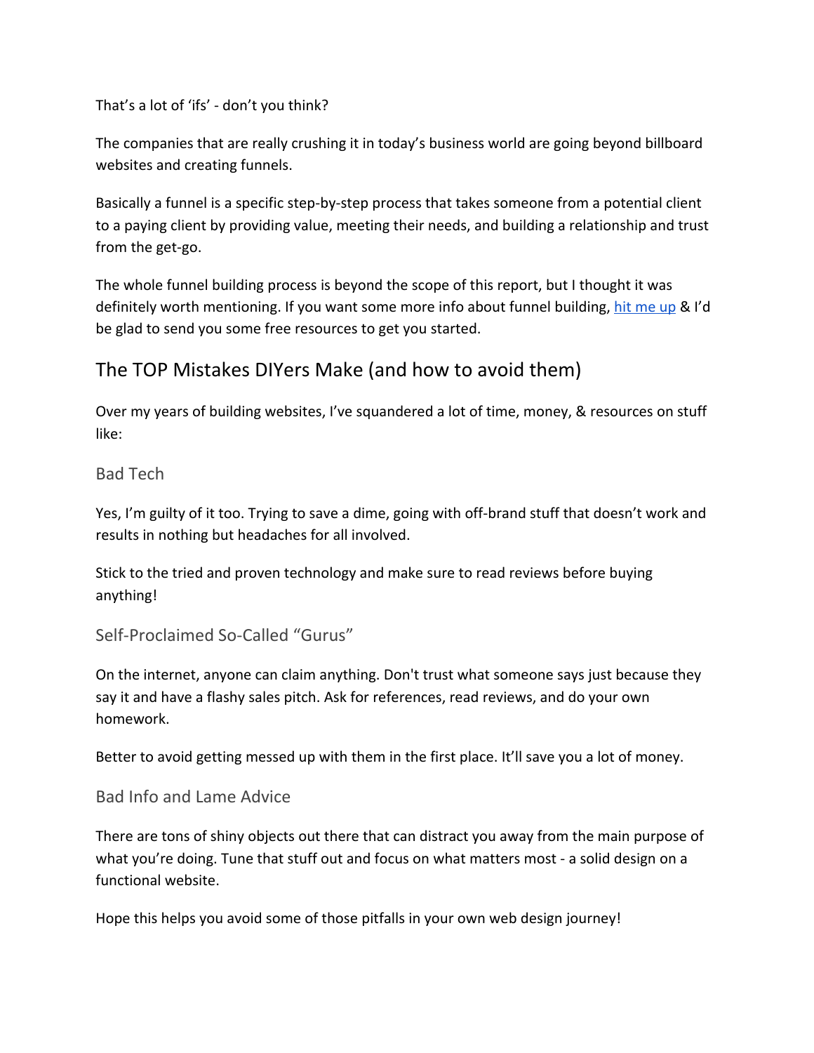That's a lot of 'ifs' - don't you think?

The companies that are really crushing it in today's business world are going beyond billboard websites and creating funnels.

Basically a funnel is a specific step-by-step process that takes someone from a potential client to a paying client by providing value, meeting their needs, and building a relationship and trust from the get-go.

The whole funnel building process is beyond the scope of this report, but I thought it was definitely worth mentioning. If you want some more info about funnel building, hit me up & I'd be glad to send you some free resources to get you started.

## The TOP Mistakes DIYers Make (and how to avoid them)

Over my years of building websites, I've squandered a lot of time, money, & resources on stuff like:

### Bad Tech

Yes, I'm guilty of it too. Trying to save a dime, going with off-brand stuff that doesn't work and results in nothing but headaches for all involved.

Stick to the tried and proven technology and make sure to read reviews before buying anything!

### Self-Proclaimed So-Called "Gurus"

On the internet, anyone can claim anything. Don't trust what someone says just because they say it and have a flashy sales pitch. Ask for references, read reviews, and do your own homework.

Better to avoid getting messed up with them in the first place. It'll save you a lot of money.

### Bad Info and Lame Advice

There are tons of shiny objects out there that can distract you away from the main purpose of what you're doing. Tune that stuff out and focus on what matters most - a solid design on a functional website.

Hope this helps you avoid some of those pitfalls in your own web design journey!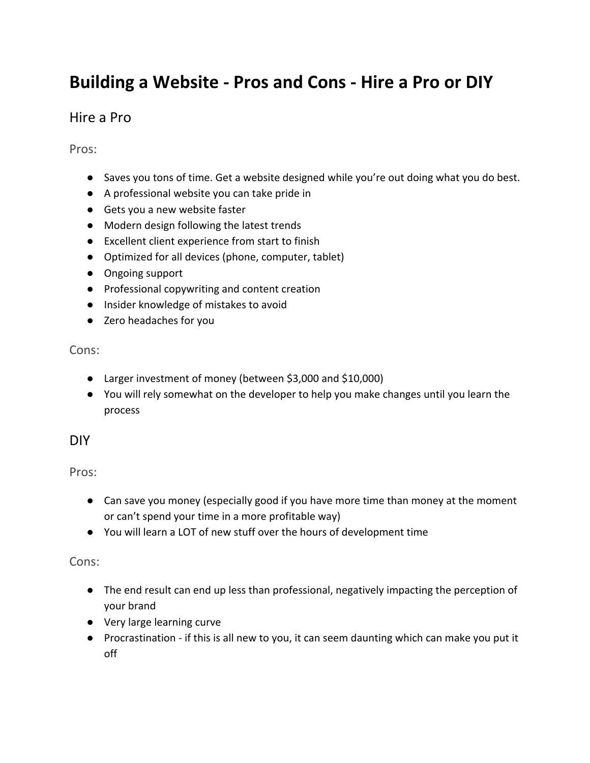# Building a Website - Pros and Cons - Hire a Pro or DIY

## Hire a Pro

### Pros:

- Saves you tons of time. Get a website designed while you're out doing what you do best.
- A professional website you can take pride in
- Gets you a new website faster
- Modern design following the latest trends
- Excellent client experience from start to finish
- Optimized for all devices (phone, computer, tablet)
- Ongoing support
- Professional copywriting and content creation
- Insider knowledge of mistakes to avoid
- Zero headaches for you

### Cons:

- Larger investment of money (between $3,000 and $10,000)
- You will rely somewhat on the developer to help you make changes until you learn the process

## DIY

### Pros:

- Can save you money (especially good if you have more time than money at the moment or can't spend your time in a more profitable way)
- You will learn a LOT of new stuff over the hours of development time

### Cons:

- The end result can end up less than professional, negatively impacting the perception of your brand
- Very large learning curve
- Procrastination - if this is all new to you, it can seem daunting which can make you put it off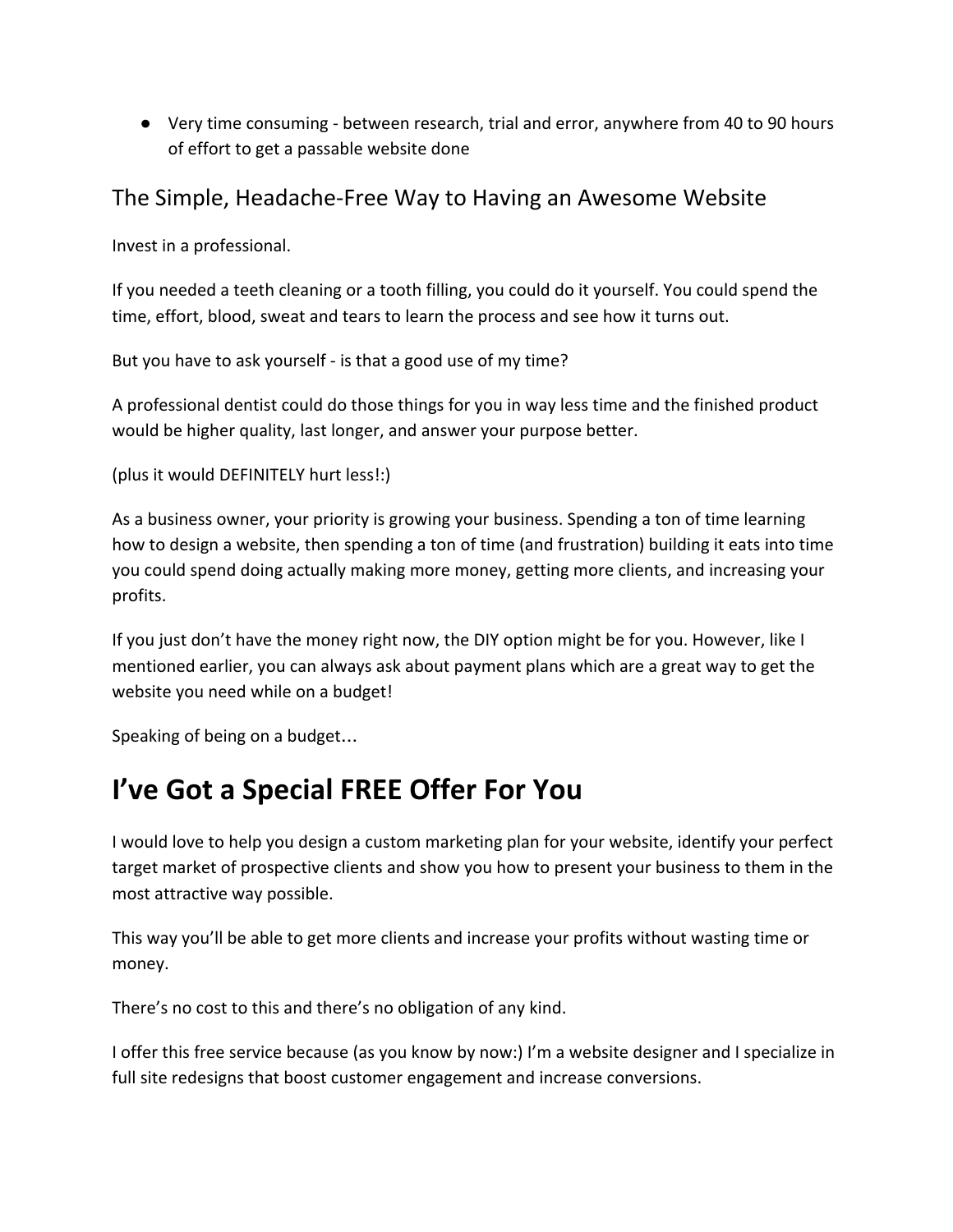- Very time consuming - between research, trial and error, anywhere from 40 to 90 hours of effort to get a passable website done

## The Simple, Headache-Free Way to Having an Awesome Website

Invest in a professional.

If you needed a teeth cleaning or a tooth filling, you could do it yourself. You could spend the time, effort, blood, sweat and tears to learn the process and see how it turns out.

But you have to ask yourself - is that a good use of my time?

A professional dentist could do those things for you in way less time and the finished product would be higher quality, last longer, and answer your purpose better.

(plus it would DEFINITELY hurt less!:)

As a business owner, your priority is growing your business. Spending a ton of time learning how to design a website, then spending a ton of time (and frustration) building it eats into time you could spend doing actually making more money, getting more clients, and increasing your profits.

If you just don't have the money right now, the DIY option might be for you. However, like I mentioned earlier, you can always ask about payment plans which are a great way to get the website you need while on a budget!

Speaking of being on a budget…

# I've Got a Special FREE Offer For You

I would love to help you design a custom marketing plan for your website, identify your perfect target market of prospective clients and show you how to present your business to them in the most attractive way possible.

This way you'll be able to get more clients and increase your profits without wasting time or money.

There's no cost to this and there's no obligation of any kind.

I offer this free service because (as you know by now:) I'm a website designer and I specialize in full site redesigns that boost customer engagement and increase conversions.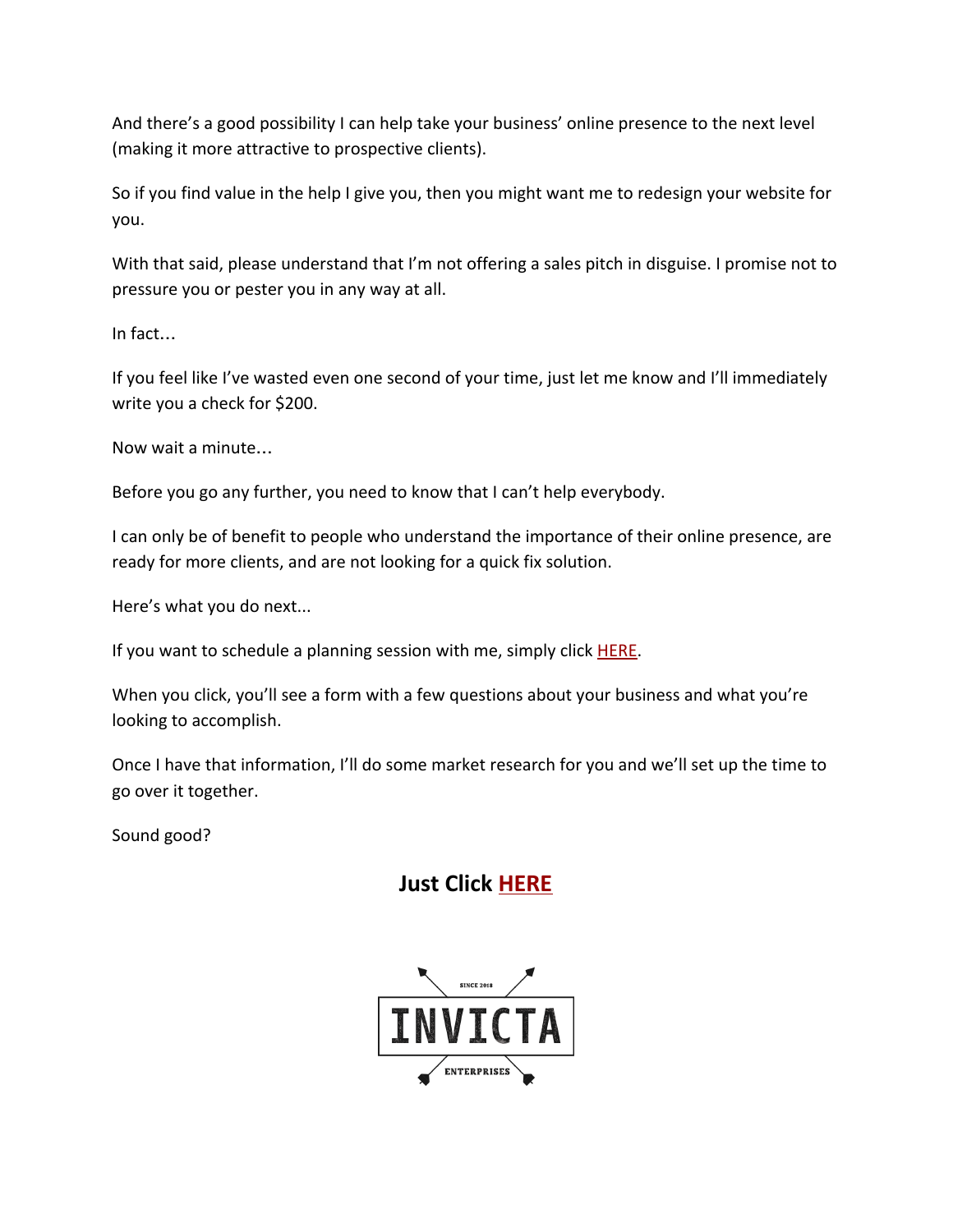And there's a good possibility I can help take your business' online presence to the next level (making it more attractive to prospective clients).

So if you find value in the help I give you, then you might want me to redesign your website for you.

With that said, please understand that I'm not offering a sales pitch in disguise. I promise not to pressure you or pester you in any way at all.

In fact…

If you feel like I've wasted even one second of your time, just let me know and I'll immediately write you a check for $200.

Now wait a minute…

Before you go any further, you need to know that I can't help everybody.

I can only be of benefit to people who understand the importance of their online presence, are ready for more clients, and are not looking for a quick fix solution.

Here's what you do next...

If you want to schedule a planning session with me, simply click HERE.

When you click, you'll see a form with a few questions about your business and what you're looking to accomplish.

Once I have that information, I'll do some market research for you and we'll set up the time to go over it together.

Sound good?

**Just Click HERE**

SINCE 2018
INVICTA
ENTERPRISES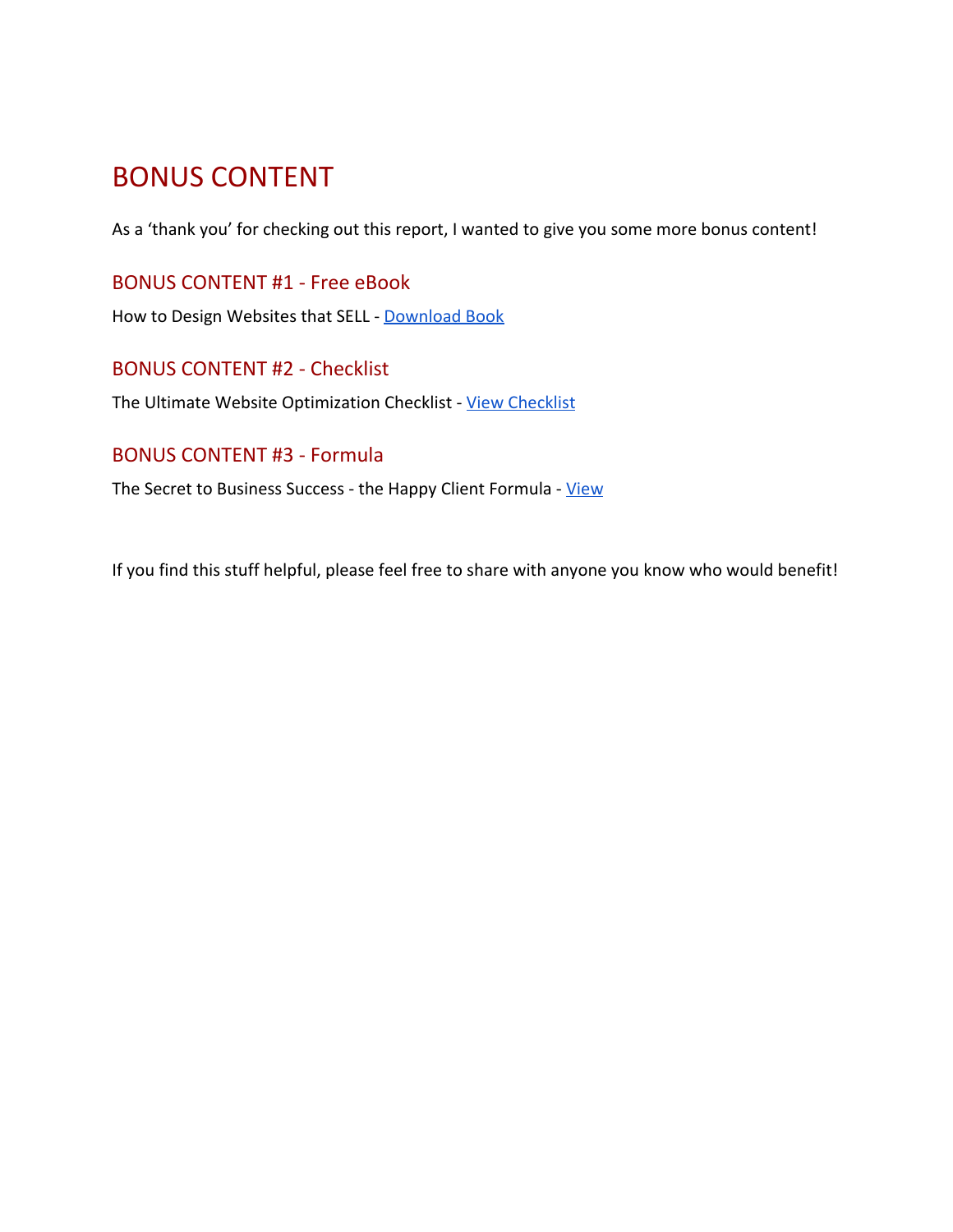# BONUS CONTENT

As a ‘thank you’ for checking out this report, I wanted to give you some more bonus content!

## BONUS CONTENT #1 - Free eBook

How to Design Websites that SELL - Download Book

## BONUS CONTENT #2 - Checklist

The Ultimate Website Optimization Checklist - View Checklist

## BONUS CONTENT #3 - Formula

The Secret to Business Success - the Happy Client Formula - View

If you find this stuff helpful, please feel free to share with anyone you know who would benefit!